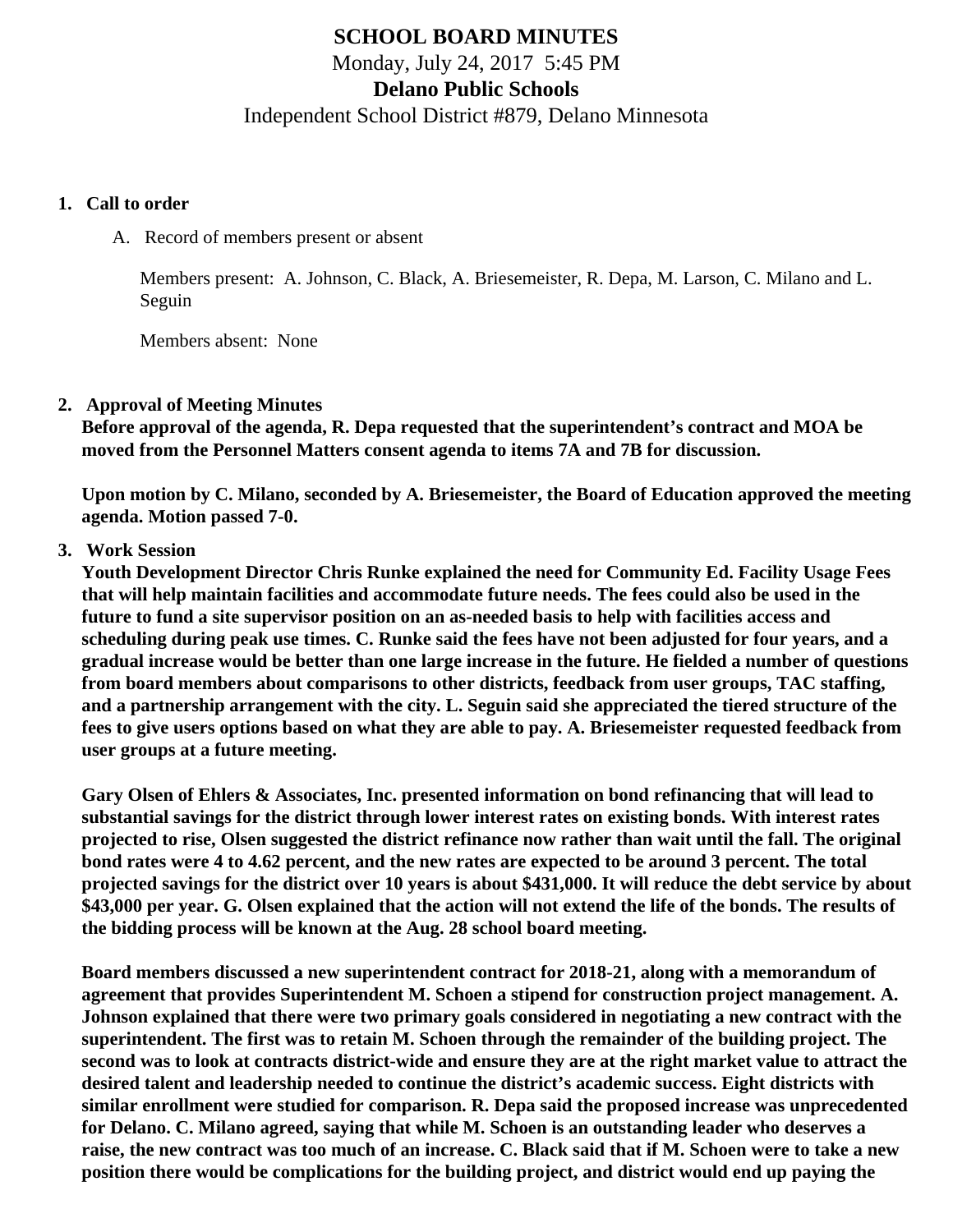# SCHOOL BOARD MINUTES

Monday, July 24, 2017 5:45 PM

**Delano Public Schools**

Independent School District #879, Delano Minnesota

1. **Call to order**

   A. Record of members present or absent

   Members present: A. Johnson, C. Black, A. Briesemeister, R. Depa, M. Larson, C. Milano and L. Seguin

   Members absent: None

2. **Approval of Meeting Minutes**

   **Before approval of the agenda, R. Depa requested that the superintendent's contract and MOA be moved from the Personnel Matters consent agenda to items 7A and 7B for discussion.**

   **Upon motion by C. Milano, seconded by A. Briesemeister, the Board of Education approved the meeting agenda. Motion passed 7-0.**

3. **Work Session**

   **Youth Development Director Chris Runke explained the need for Community Ed. Facility Usage Fees that will help maintain facilities and accommodate future needs. The fees could also be used in the future to fund a site supervisor position on an as-needed basis to help with facilities access and scheduling during peak use times. C. Runke said the fees have not been adjusted for four years, and a gradual increase would be better than one large increase in the future. He fielded a number of questions from board members about comparisons to other districts, feedback from user groups, TAC staffing, and a partnership arrangement with the city. L. Seguin said she appreciated the tiered structure of the fees to give users options based on what they are able to pay. A. Briesemeister requested feedback from user groups at a future meeting.**

   **Gary Olsen of Ehlers & Associates, Inc. presented information on bond refinancing that will lead to substantial savings for the district through lower interest rates on existing bonds. With interest rates projected to rise, Olsen suggested the district refinance now rather than wait until the fall. The original bond rates were 4 to 4.62 percent, and the new rates are expected to be around 3 percent. The total projected savings for the district over 10 years is about $431,000. It will reduce the debt service by about $43,000 per year. G. Olsen explained that the action will not extend the life of the bonds. The results of the bidding process will be known at the Aug. 28 school board meeting.**

   **Board members discussed a new superintendent contract for 2018-21, along with a memorandum of agreement that provides Superintendent M. Schoen a stipend for construction project management. A. Johnson explained that there were two primary goals considered in negotiating a new contract with the superintendent. The first was to retain M. Schoen through the remainder of the building project. The second was to look at contracts district-wide and ensure they are at the right market value to attract the desired talent and leadership needed to continue the district's academic success. Eight districts with similar enrollment were studied for comparison. R. Depa said the proposed increase was unprecedented for Delano. C. Milano agreed, saying that while M. Schoen is an outstanding leader who deserves a raise, the new contract was too much of an increase. C. Black said that if M. Schoen were to take a new position there would be complications for the building project, and district would end up paying the**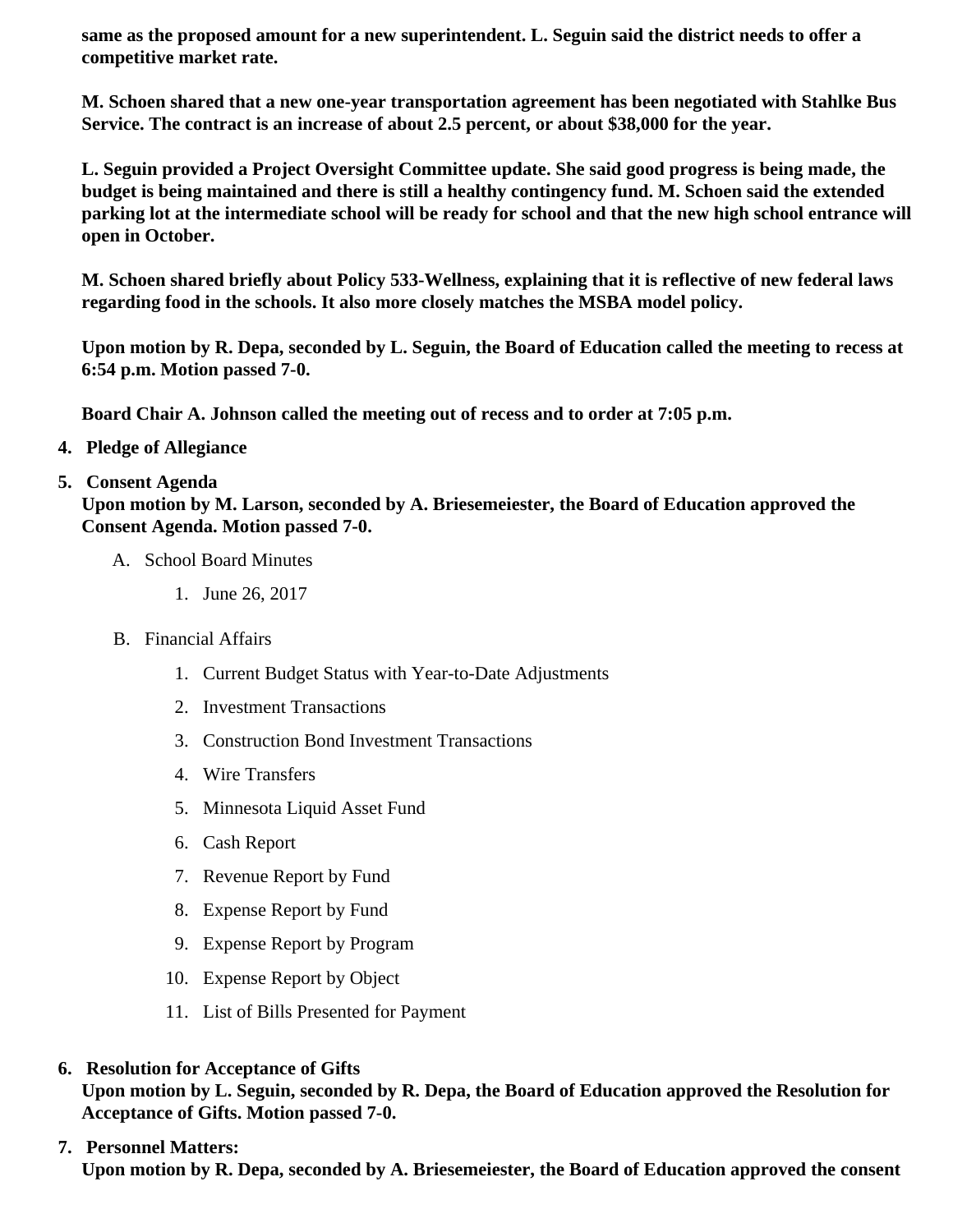**same as the proposed amount for a new superintendent. L. Seguin said the district needs to offer a competitive market rate.**

**M. Schoen shared that a new one-year transportation agreement has been negotiated with Stahlke Bus Service. The contract is an increase of about 2.5 percent, or about $38,000 for the year.**

**L. Seguin provided a Project Oversight Committee update. She said good progress is being made, the budget is being maintained and there is still a healthy contingency fund. M. Schoen said the extended parking lot at the intermediate school will be ready for school and that the new high school entrance will open in October.**

**M. Schoen shared briefly about Policy 533-Wellness, explaining that it is reflective of new federal laws regarding food in the schools. It also more closely matches the MSBA model policy.**

**Upon motion by R. Depa, seconded by L. Seguin, the Board of Education called the meeting to recess at 6:54 p.m. Motion passed 7-0.**

**Board Chair A. Johnson called the meeting out of recess and to order at 7:05 p.m.**

4. **Pledge of Allegiance**
5. **Consent Agenda**
   **Upon motion by M. Larson, seconded by A. Briesemeiester, the Board of Education approved the Consent Agenda. Motion passed 7-0.**
   A. School Board Minutes
      1. June 26, 2017
   B. Financial Affairs
      1. Current Budget Status with Year-to-Date Adjustments
      2. Investment Transactions
      3. Construction Bond Investment Transactions
      4. Wire Transfers
      5. Minnesota Liquid Asset Fund
      6. Cash Report
      7. Revenue Report by Fund
      8. Expense Report by Fund
      9. Expense Report by Program
      10. Expense Report by Object
      11. List of Bills Presented for Payment
6. **Resolution for Acceptance of Gifts**
   **Upon motion by L. Seguin, seconded by R. Depa, the Board of Education approved the Resolution for Acceptance of Gifts. Motion passed 7-0.**
7. **Personnel Matters:**
   **Upon motion by R. Depa, seconded by A. Briesemeiester, the Board of Education approved the consent**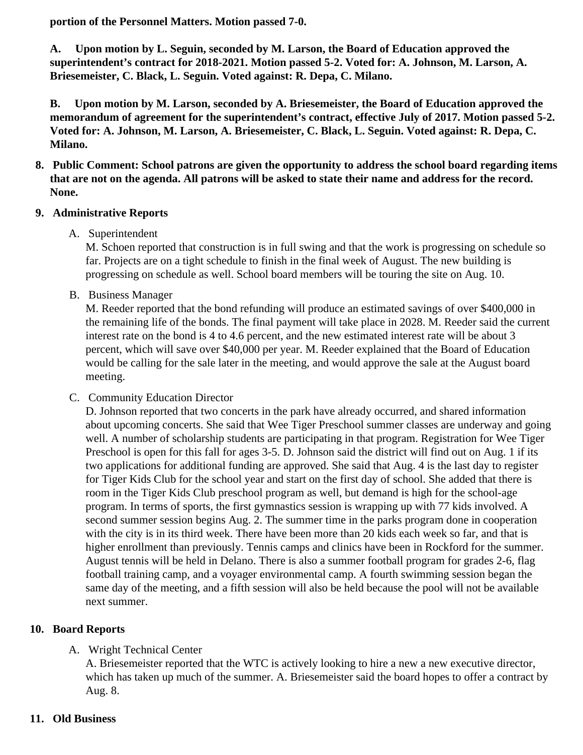**portion of the Personnel Matters. Motion passed 7-0.**

**A. Upon motion by L. Seguin, seconded by M. Larson, the Board of Education approved the superintendent's contract for 2018-2021. Motion passed 5-2. Voted for: A. Johnson, M. Larson, A. Briesemeister, C. Black, L. Seguin. Voted against: R. Depa, C. Milano.**

**B. Upon motion by M. Larson, seconded by A. Briesemeister, the Board of Education approved the memorandum of agreement for the superintendent's contract, effective July of 2017. Motion passed 5-2. Voted for: A. Johnson, M. Larson, A. Briesemeister, C. Black, L. Seguin. Voted against: R. Depa, C. Milano.**

8. **Public Comment: School patrons are given the opportunity to address the school board regarding items that are not on the agenda. All patrons will be asked to state their name and address for the record. None.**

9. **Administrative Reports**

   A. Superintendent
   M. Schoen reported that construction is in full swing and that the work is progressing on schedule so far. Projects are on a tight schedule to finish in the final week of August. The new building is progressing on schedule as well. School board members will be touring the site on Aug. 10.

   B. Business Manager
   M. Reeder reported that the bond refunding will produce an estimated savings of over $400,000 in the remaining life of the bonds. The final payment will take place in 2028. M. Reeder said the current interest rate on the bond is 4 to 4.6 percent, and the new estimated interest rate will be about 3 percent, which will save over $40,000 per year. M. Reeder explained that the Board of Education would be calling for the sale later in the meeting, and would approve the sale at the August board meeting.

   C. Community Education Director
   D. Johnson reported that two concerts in the park have already occurred, and shared information about upcoming concerts. She said that Wee Tiger Preschool summer classes are underway and going well. A number of scholarship students are participating in that program. Registration for Wee Tiger Preschool is open for this fall for ages 3-5. D. Johnson said the district will find out on Aug. 1 if its two applications for additional funding are approved. She said that Aug. 4 is the last day to register for Tiger Kids Club for the school year and start on the first day of school. She added that there is room in the Tiger Kids Club preschool program as well, but demand is high for the school-age program. In terms of sports, the first gymnastics session is wrapping up with 77 kids involved. A second summer session begins Aug. 2. The summer time in the parks program done in cooperation with the city is in its third week. There have been more than 20 kids each week so far, and that is higher enrollment than previously. Tennis camps and clinics have been in Rockford for the summer. August tennis will be held in Delano. There is also a summer football program for grades 2-6, flag football training camp, and a voyager environmental camp. A fourth swimming session began the same day of the meeting, and a fifth session will also be held because the pool will not be available next summer.

10. **Board Reports**

    A. Wright Technical Center
    A. Briesemeister reported that the WTC is actively looking to hire a new a new executive director, which has taken up much of the summer. A. Briesemeister said the board hopes to offer a contract by Aug. 8.

11. **Old Business**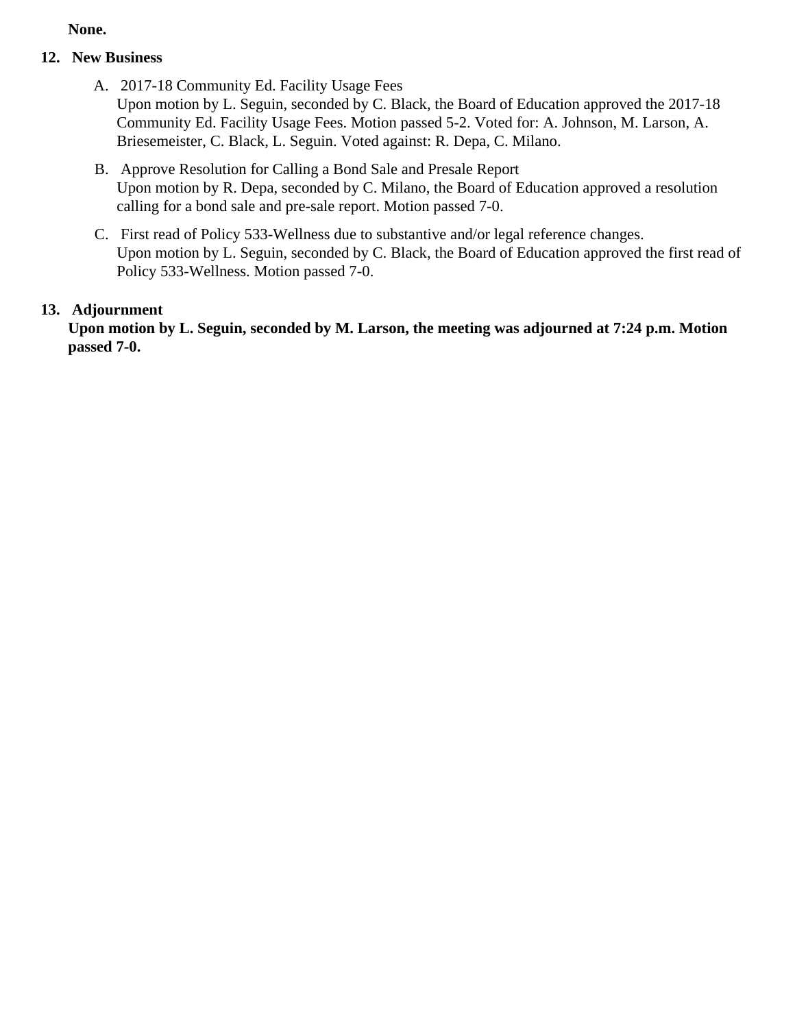**None.**

**12. New Business**

A. 2017-18 Community Ed. Facility Usage Fees
   Upon motion by L. Seguin, seconded by C. Black, the Board of Education approved the 2017-18 Community Ed. Facility Usage Fees. Motion passed 5-2. Voted for: A. Johnson, M. Larson, A. Briesemeister, C. Black, L. Seguin. Voted against: R. Depa, C. Milano.

B. Approve Resolution for Calling a Bond Sale and Presale Report
   Upon motion by R. Depa, seconded by C. Milano, the Board of Education approved a resolution calling for a bond sale and pre-sale report. Motion passed 7-0.

C. First read of Policy 533-Wellness due to substantive and/or legal reference changes.
   Upon motion by L. Seguin, seconded by C. Black, the Board of Education approved the first read of Policy 533-Wellness. Motion passed 7-0.

**13. Adjournment**

**Upon motion by L. Seguin, seconded by M. Larson, the meeting was adjourned at 7:24 p.m. Motion passed 7-0.**